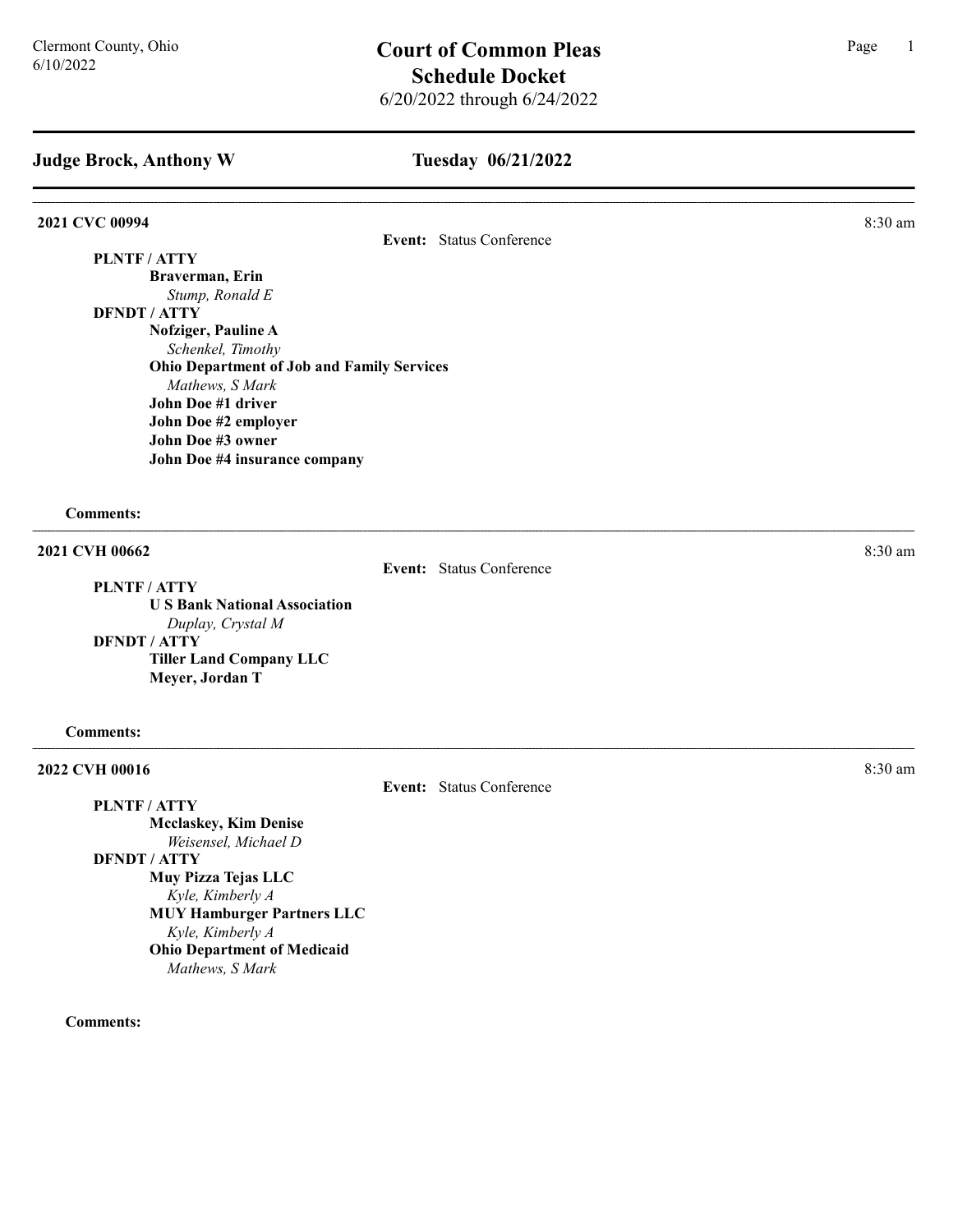# Court of Common Pleas
## Schedule Docket
6/20/2022 through 6/24/2022

Clermont County, Ohio
6/10/2022

## Judge Brock, Anthony W — Tuesday 06/21/2022

---

**2021 CVC 00994** — 8:30 am

**Event:** Status Conference

**PLNTF / ATTY**
- **Braverman, Erin**
  - *Stump, Ronald E*

**DFNDT / ATTY**
- **Nofziger, Pauline A**
  - *Schenkel, Timothy*
- **Ohio Department of Job and Family Services**
  - *Mathews, S Mark*
- **John Doe #1 driver**
- **John Doe #2 employer**
- **John Doe #3 owner**
- **John Doe #4 insurance company**

**Comments:**

---

**2021 CVH 00662** — 8:30 am

**Event:** Status Conference

**PLNTF / ATTY**
- **U S Bank National Association**
  - *Duplay, Crystal M*

**DFNDT / ATTY**
- **Tiller Land Company LLC**
- **Meyer, Jordan T**

**Comments:**

---

**2022 CVH 00016** — 8:30 am

**Event:** Status Conference

**PLNTF / ATTY**
- **Mcclaskey, Kim Denise**
  - *Weisensel, Michael D*

**DFNDT / ATTY**
- **Muy Pizza Tejas LLC**
  - *Kyle, Kimberly A*
- **MUY Hamburger Partners LLC**
  - *Kyle, Kimberly A*
- **Ohio Department of Medicaid**
  - *Mathews, S Mark*

**Comments:**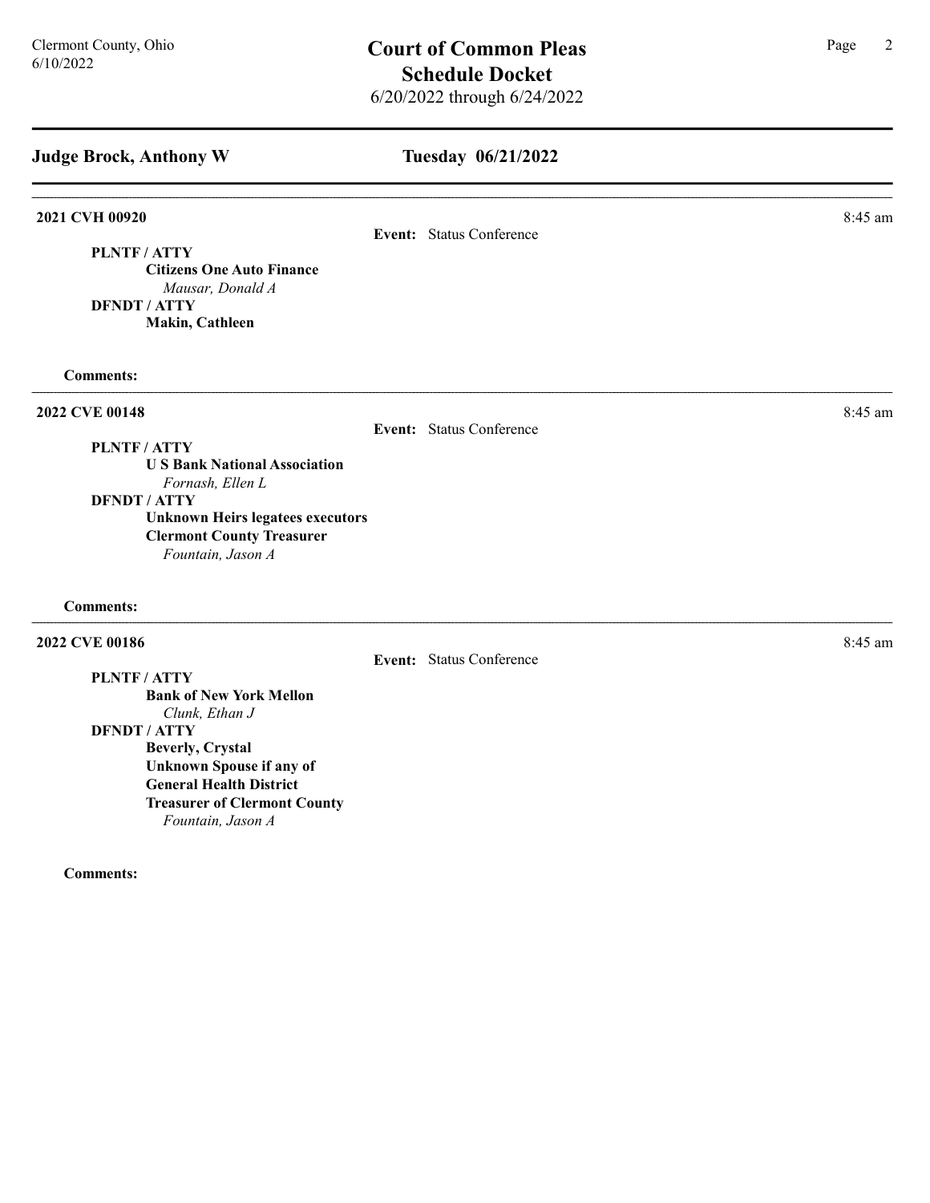## Judge Brock, Anthony W

### Tuesday 06/21/2022

---

**2021 CVH 00920** — 8:45 am

**Event:** Status Conference

**PLNTF / ATTY**
- **Citizens One Auto Finance**
  - *Mausar, Donald A*

**DFNDT / ATTY**
- **Makin, Cathleen**

**Comments:**

---

**2022 CVE 00148** — 8:45 am

**Event:** Status Conference

**PLNTF / ATTY**
- **U S Bank National Association**
  - *Fornash, Ellen L*

**DFNDT / ATTY**
- **Unknown Heirs legatees executors**
- **Clermont County Treasurer**
  - *Fountain, Jason A*

**Comments:**

---

**2022 CVE 00186** — 8:45 am

**Event:** Status Conference

**PLNTF / ATTY**
- **Bank of New York Mellon**
  - *Clunk, Ethan J*

**DFNDT / ATTY**
- **Beverly, Crystal**
- **Unknown Spouse if any of**
- **General Health District**
- **Treasurer of Clermont County**
  - *Fountain, Jason A*

**Comments:**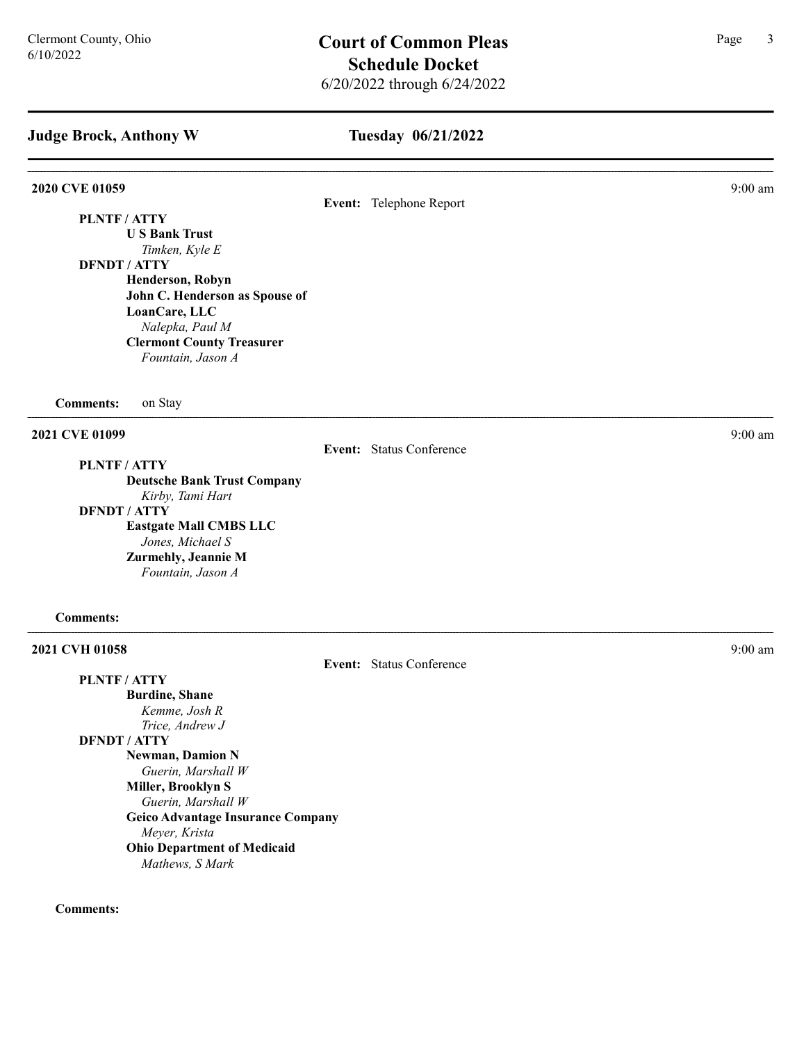# Court of Common Pleas
## Schedule Docket
6/20/2022 through 6/24/2022

Clermont County, Ohio
6/10/2022

## Judge Brock, Anthony W — Tuesday 06/21/2022

---

**2020 CVE 01059** — 9:00 am

**Event:** Telephone Report

**PLNTF / ATTY**
- **U S Bank Trust**
  - *Timken, Kyle E*

**DFNDT / ATTY**
- **Henderson, Robyn**
- **John C. Henderson as Spouse of**
- **LoanCare, LLC**
  - *Nalepka, Paul M*
- **Clermont County Treasurer**
  - *Fountain, Jason A*

**Comments:** on Stay

---

**2021 CVE 01099** — 9:00 am

**Event:** Status Conference

**PLNTF / ATTY**
- **Deutsche Bank Trust Company**
  - *Kirby, Tami Hart*

**DFNDT / ATTY**
- **Eastgate Mall CMBS LLC**
  - *Jones, Michael S*
- **Zurmehly, Jeannie M**
  - *Fountain, Jason A*

**Comments:**

---

**2021 CVH 01058** — 9:00 am

**Event:** Status Conference

**PLNTF / ATTY**
- **Burdine, Shane**
  - *Kemme, Josh R*
  - *Trice, Andrew J*

**DFNDT / ATTY**
- **Newman, Damion N**
  - *Guerin, Marshall W*
- **Miller, Brooklyn S**
  - *Guerin, Marshall W*
- **Geico Advantage Insurance Company**
  - *Meyer, Krista*
- **Ohio Department of Medicaid**
  - *Mathews, S Mark*

**Comments:**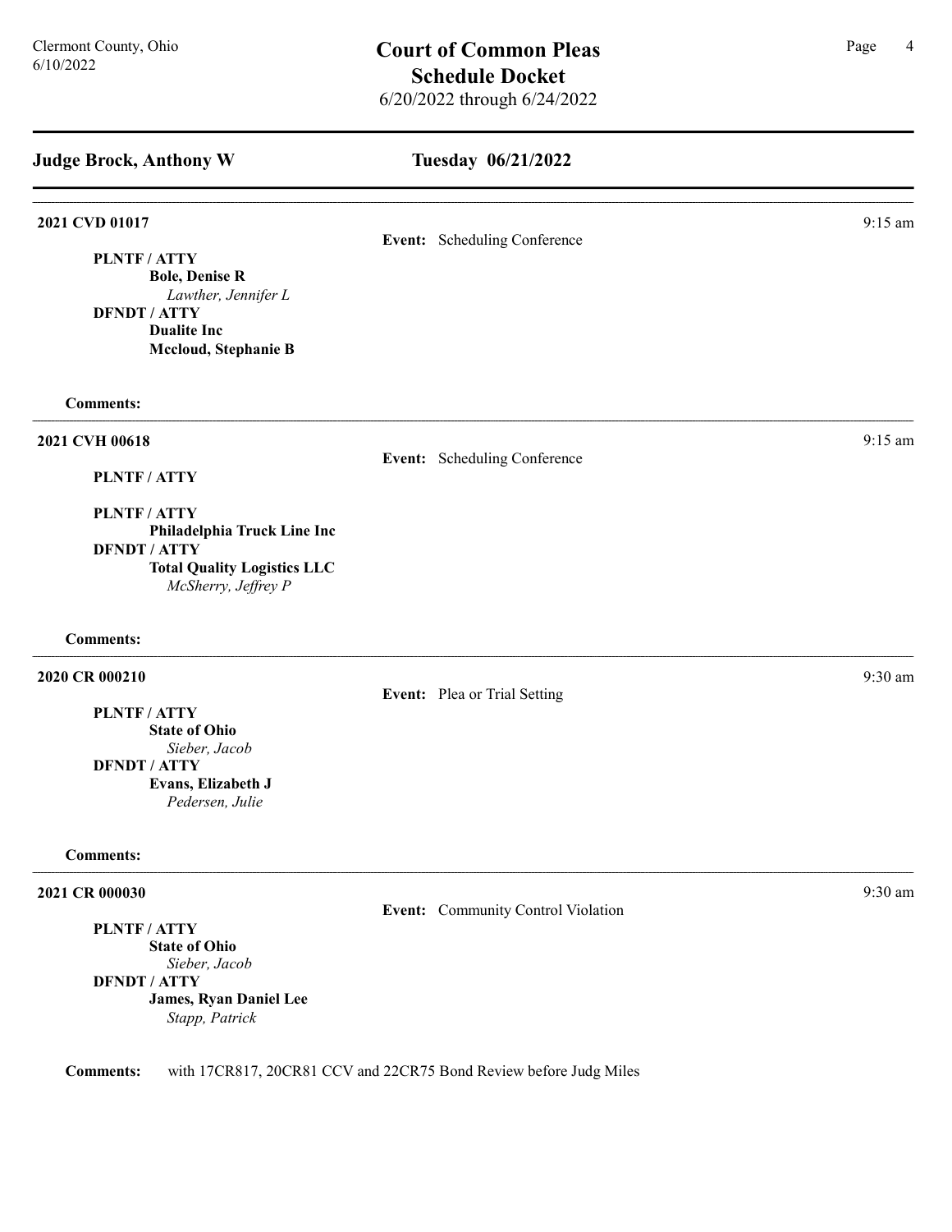## Judge Brock, Anthony W

## Tuesday 06/21/2022

---

**2021 CVD 01017** — 9:15 am

**Event:** Scheduling Conference

**PLNTF / ATTY**
**Bole, Denise R**
*Lawther, Jennifer L*
**DFNDT / ATTY**
**Dualite Inc**
**Mccloud, Stephanie B**

**Comments:**

---

**2021 CVH 00618** — 9:15 am

**Event:** Scheduling Conference

**PLNTF / ATTY**

**PLNTF / ATTY**
**Philadelphia Truck Line Inc**
**DFNDT / ATTY**
**Total Quality Logistics LLC**
*McSherry, Jeffrey P*

**Comments:**

---

**2020 CR 000210** — 9:30 am

**Event:** Plea or Trial Setting

**PLNTF / ATTY**
**State of Ohio**
*Sieber, Jacob*
**DFNDT / ATTY**
**Evans, Elizabeth J**
*Pedersen, Julie*

**Comments:**

---

**2021 CR 000030** — 9:30 am

**Event:** Community Control Violation

**PLNTF / ATTY**
**State of Ohio**
*Sieber, Jacob*
**DFNDT / ATTY**
**James, Ryan Daniel Lee**
*Stapp, Patrick*

**Comments:** with 17CR817, 20CR81 CCV and 22CR75 Bond Review before Judg Miles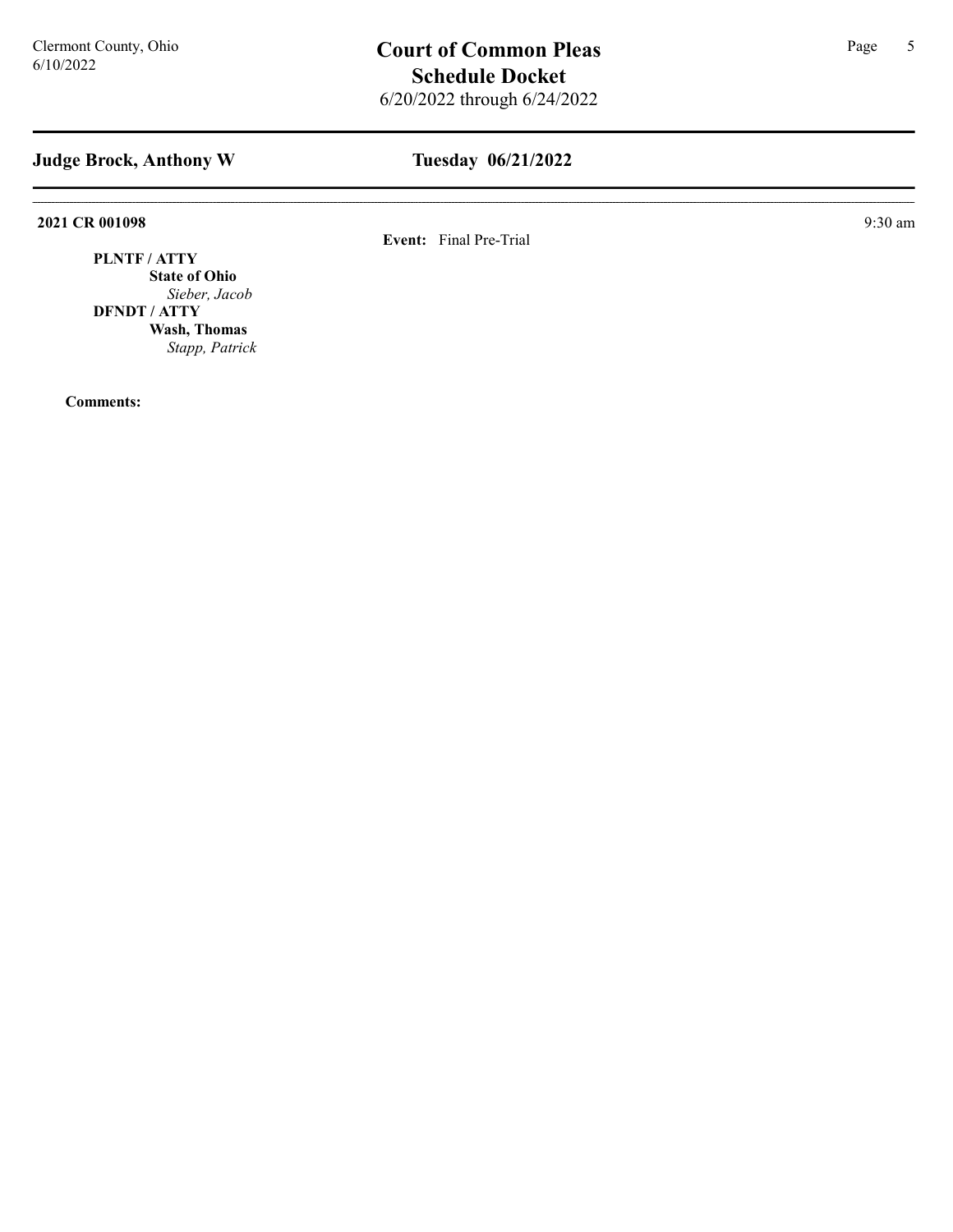## Judge Brock, Anthony W

## Tuesday 06/21/2022

**2021 CR 001098** 9:30 am

**Event:** Final Pre-Trial

**PLNTF / ATTY**

**State of Ohio**

*Sieber, Jacob*

**DFNDT / ATTY**

**Wash, Thomas**

*Stapp, Patrick*

**Comments:**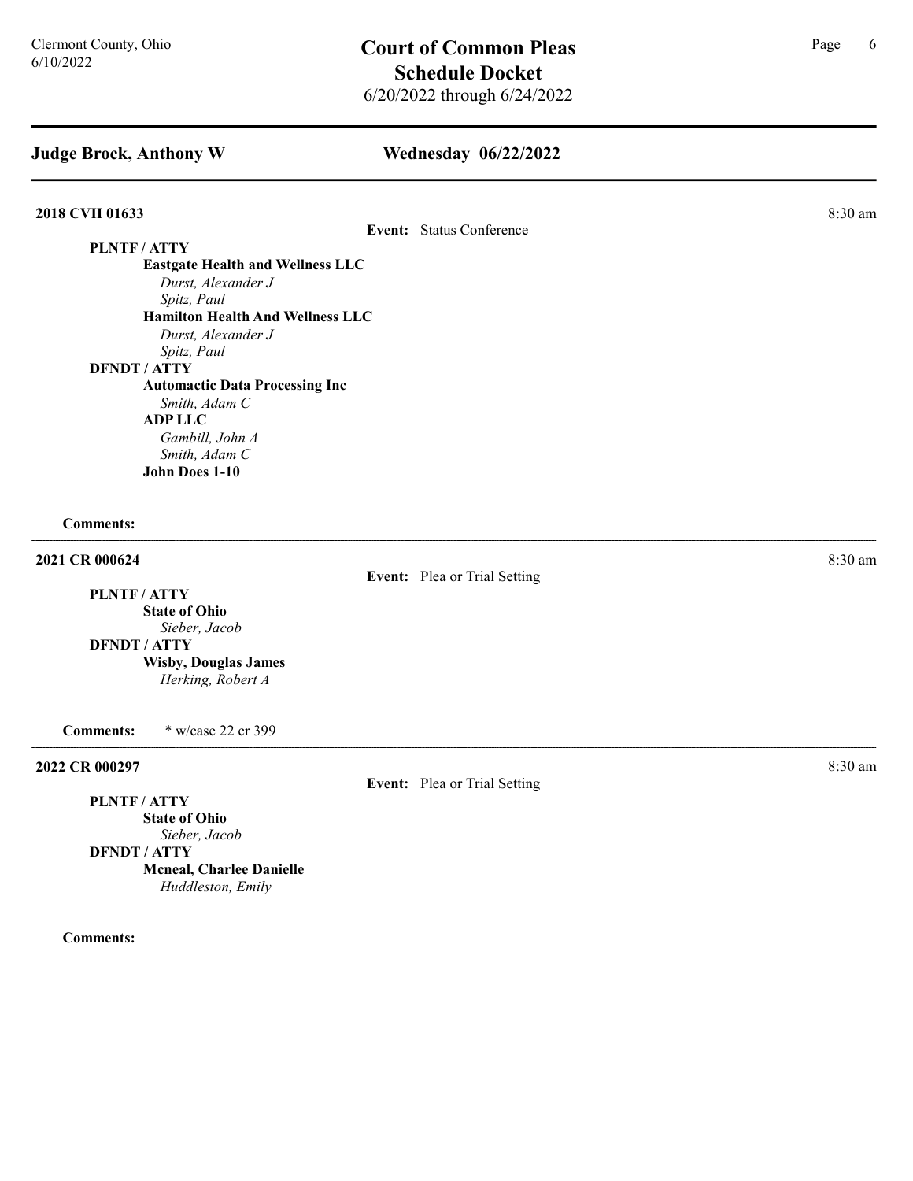## Judge Brock, Anthony W

## Wednesday 06/22/2022

**2018 CVH 01633** — 8:30 am

**Event:** Status Conference

**PLNTF / ATTY**

**Eastgate Health and Wellness LLC**
*Durst, Alexander J*
*Spitz, Paul*

**Hamilton Health And Wellness LLC**
*Durst, Alexander J*
*Spitz, Paul*

**DFNDT / ATTY**

**Automactic Data Processing Inc**
*Smith, Adam C*

**ADP LLC**
*Gambill, John A*
*Smith, Adam C*

**John Does 1-10**

**Comments:**

---

**2021 CR 000624** — 8:30 am

**Event:** Plea or Trial Setting

**PLNTF / ATTY**

**State of Ohio**
*Sieber, Jacob*

**DFNDT / ATTY**

**Wisby, Douglas James**
*Herking, Robert A*

**Comments:** * w/case 22 cr 399

---

**2022 CR 000297** — 8:30 am

**Event:** Plea or Trial Setting

**PLNTF / ATTY**

**State of Ohio**
*Sieber, Jacob*

**DFNDT / ATTY**

**Mcneal, Charlee Danielle**
*Huddleston, Emily*

**Comments:**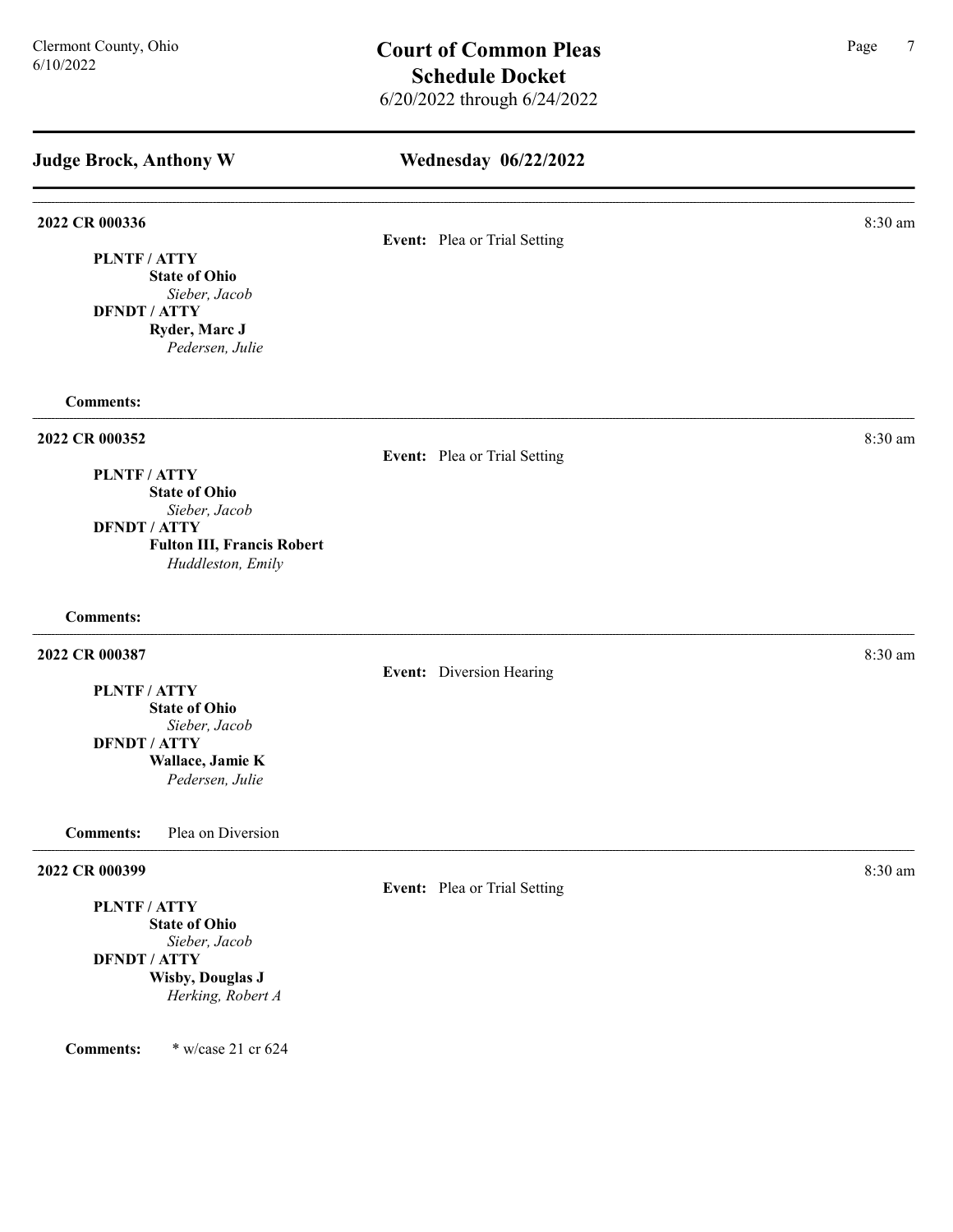## Judge Brock, Anthony W

## Wednesday 06/22/2022

---

**2022 CR 000336** — 8:30 am

**Event:** Plea or Trial Setting

**PLNTF / ATTY**
**State of Ohio**
*Sieber, Jacob*
**DFNDT / ATTY**
**Ryder, Marc J**
*Pedersen, Julie*

**Comments:**

---

**2022 CR 000352** — 8:30 am

**Event:** Plea or Trial Setting

**PLNTF / ATTY**
**State of Ohio**
*Sieber, Jacob*
**DFNDT / ATTY**
**Fulton III, Francis Robert**
*Huddleston, Emily*

**Comments:**

---

**2022 CR 000387** — 8:30 am

**Event:** Diversion Hearing

**PLNTF / ATTY**
**State of Ohio**
*Sieber, Jacob*
**DFNDT / ATTY**
**Wallace, Jamie K**
*Pedersen, Julie*

**Comments:** Plea on Diversion

---

**2022 CR 000399** — 8:30 am

**Event:** Plea or Trial Setting

**PLNTF / ATTY**
**State of Ohio**
*Sieber, Jacob*
**DFNDT / ATTY**
**Wisby, Douglas J**
*Herking, Robert A*

**Comments:** * w/case 21 cr 624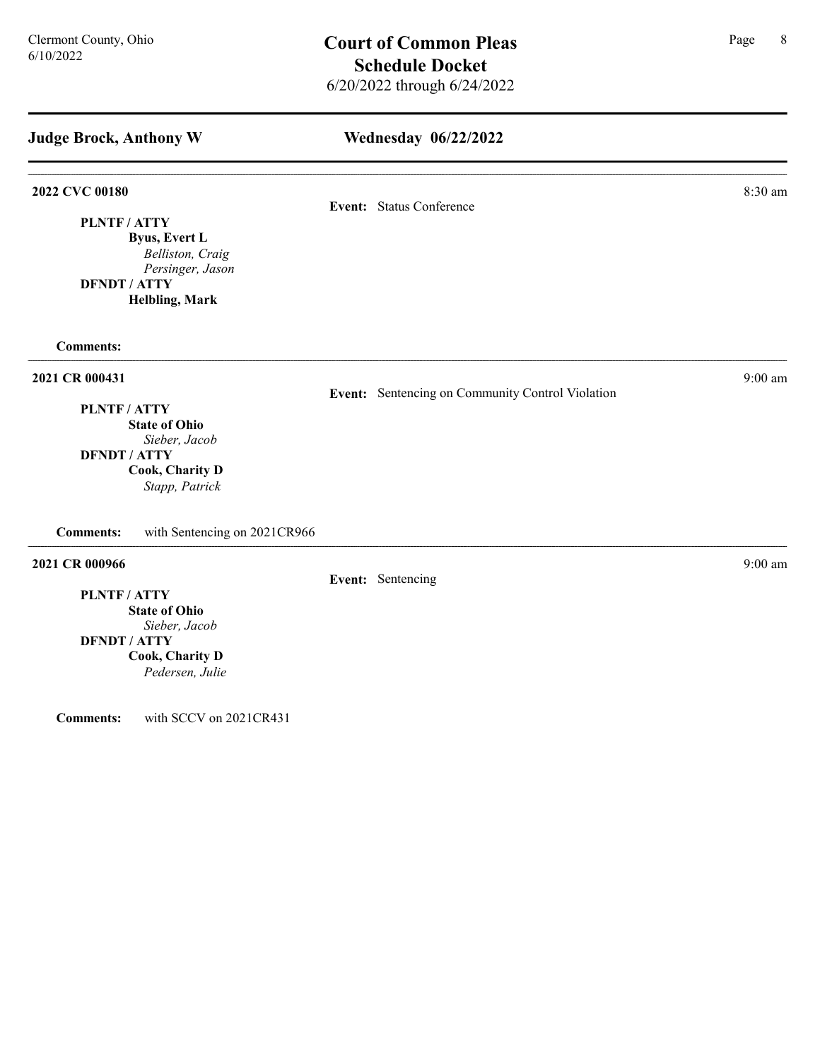## Judge Brock, Anthony W

## Wednesday 06/22/2022

---

**2022 CVC 00180** — 8:30 am

**Event:** Status Conference

**PLNTF / ATTY**
**Byus, Evert L**
*Belliston, Craig*
*Persinger, Jason*

**DFNDT / ATTY**
**Helbling, Mark**

**Comments:**

---

**2021 CR 000431** — 9:00 am

**Event:** Sentencing on Community Control Violation

**PLNTF / ATTY**
**State of Ohio**
*Sieber, Jacob*

**DFNDT / ATTY**
**Cook, Charity D**
*Stapp, Patrick*

**Comments:** with Sentencing on 2021CR966

---

**2021 CR 000966** — 9:00 am

**Event:** Sentencing

**PLNTF / ATTY**
**State of Ohio**
*Sieber, Jacob*

**DFNDT / ATTY**
**Cook, Charity D**
*Pedersen, Julie*

**Comments:** with SCCV on 2021CR431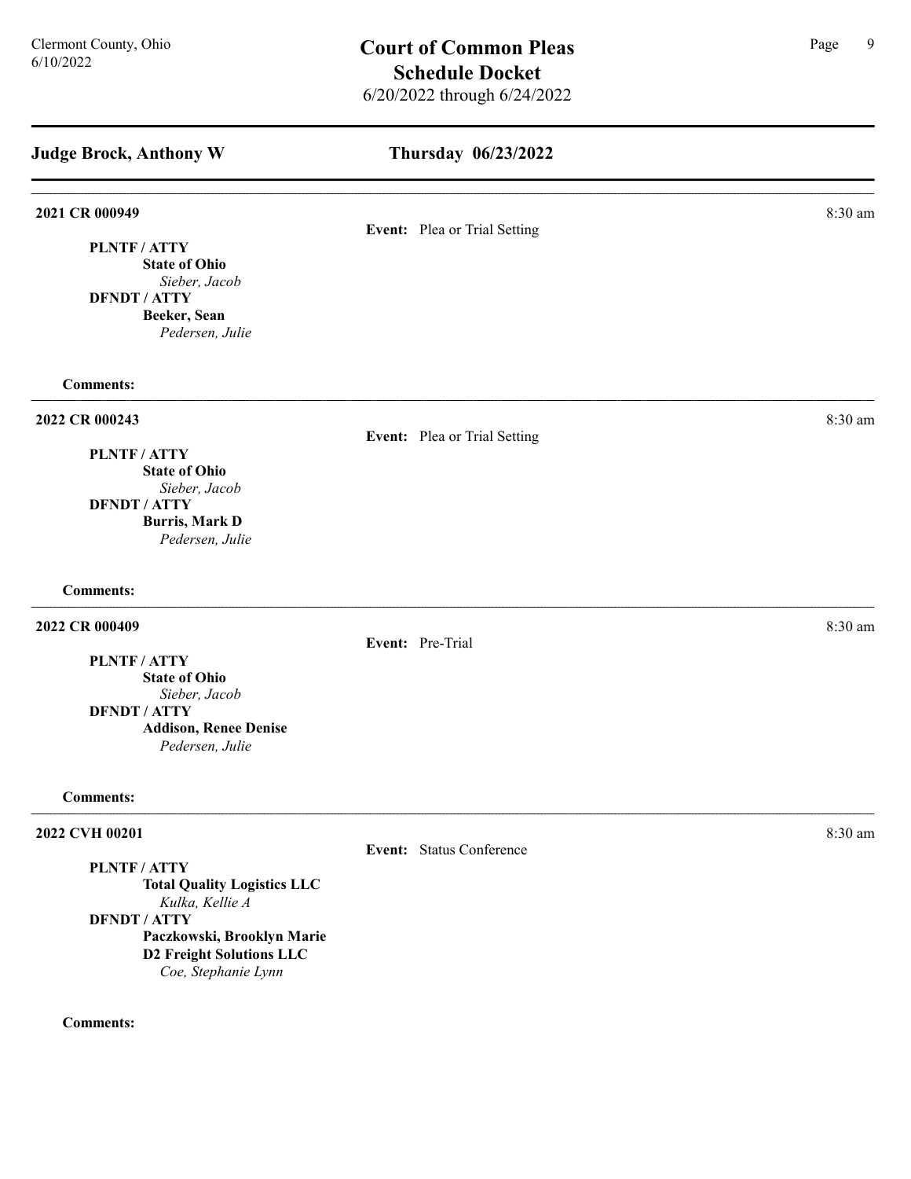## Judge Brock, Anthony W — Thursday 06/23/2022

---

**2021 CR 000949** — 8:30 am

**Event:** Plea or Trial Setting

**PLNTF / ATTY**
**State of Ohio**
*Sieber, Jacob*
**DFNDT / ATTY**
**Beeker, Sean**
*Pedersen, Julie*

**Comments:**

---

**2022 CR 000243** — 8:30 am

**Event:** Plea or Trial Setting

**PLNTF / ATTY**
**State of Ohio**
*Sieber, Jacob*
**DFNDT / ATTY**
**Burris, Mark D**
*Pedersen, Julie*

**Comments:**

---

**2022 CR 000409** — 8:30 am

**Event:** Pre-Trial

**PLNTF / ATTY**
**State of Ohio**
*Sieber, Jacob*
**DFNDT / ATTY**
**Addison, Renee Denise**
*Pedersen, Julie*

**Comments:**

---

**2022 CVH 00201** — 8:30 am

**Event:** Status Conference

**PLNTF / ATTY**
**Total Quality Logistics LLC**
*Kulka, Kellie A*
**DFNDT / ATTY**
**Paczkowski, Brooklyn Marie**
**D2 Freight Solutions LLC**
*Coe, Stephanie Lynn*

**Comments:**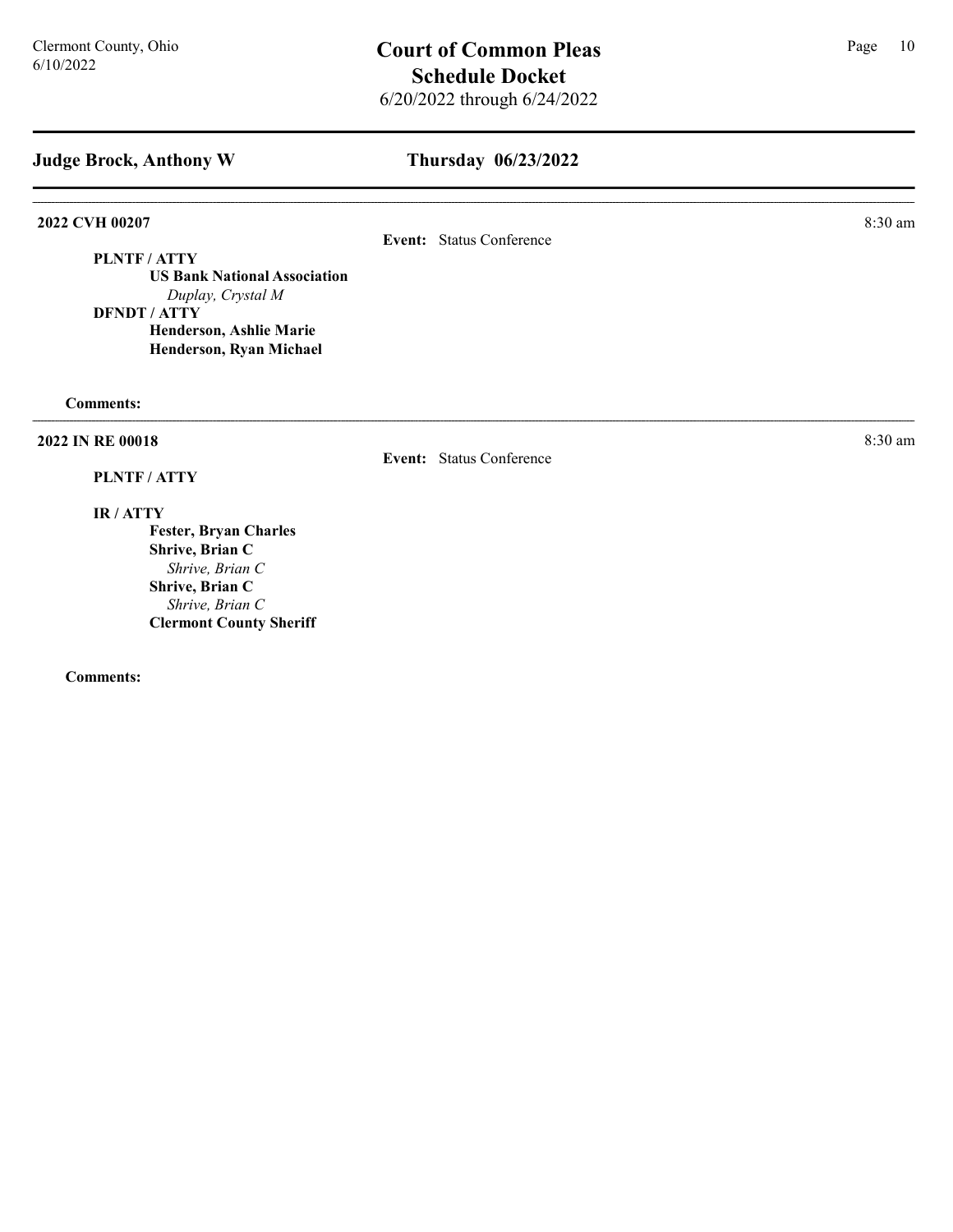## Judge Brock, Anthony W

## Thursday 06/23/2022

---

**2022 CVH 00207** — 8:30 am

**Event:** Status Conference

**PLNTF / ATTY**
- **US Bank National Association**
  - *Duplay, Crystal M*

**DFNDT / ATTY**
- **Henderson, Ashlie Marie**
- **Henderson, Ryan Michael**

**Comments:**

---

**2022 IN RE 00018** — 8:30 am

**Event:** Status Conference

**PLNTF / ATTY**

**IR / ATTY**
- **Fester, Bryan Charles**
- **Shrive, Brian C**
  - *Shrive, Brian C*
- **Shrive, Brian C**
  - *Shrive, Brian C*
- **Clermont County Sheriff**

**Comments:**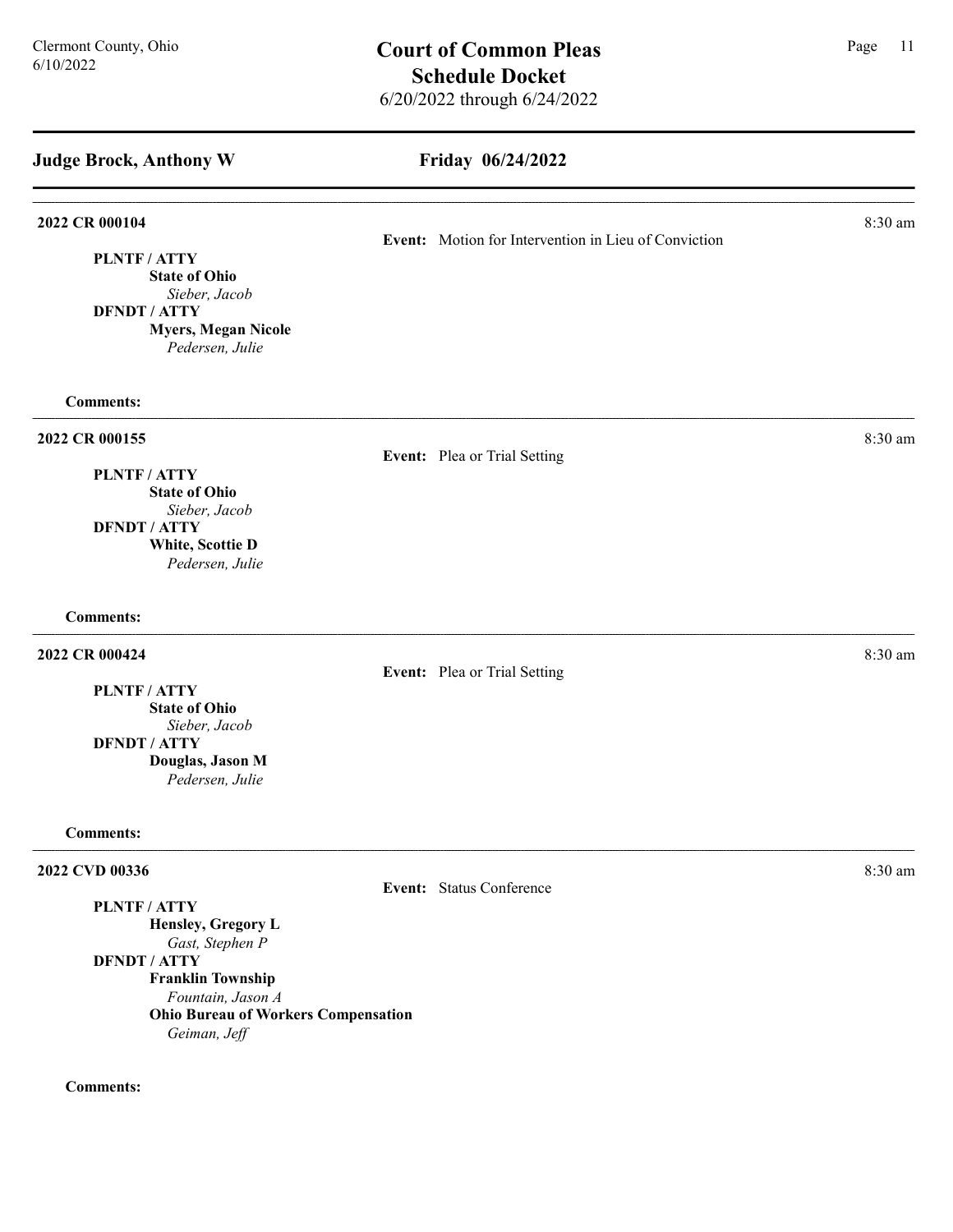## Judge Brock, Anthony W — Friday 06/24/2022

---

**2022 CR 000104** — 8:30 am

**Event:** Motion for Intervention in Lieu of Conviction

**PLNTF / ATTY**
**State of Ohio**
*Sieber, Jacob*
**DFNDT / ATTY**
**Myers, Megan Nicole**
*Pedersen, Julie*

**Comments:**

---

**2022 CR 000155** — 8:30 am

**Event:** Plea or Trial Setting

**PLNTF / ATTY**
**State of Ohio**
*Sieber, Jacob*
**DFNDT / ATTY**
**White, Scottie D**
*Pedersen, Julie*

**Comments:**

---

**2022 CR 000424** — 8:30 am

**Event:** Plea or Trial Setting

**PLNTF / ATTY**
**State of Ohio**
*Sieber, Jacob*
**DFNDT / ATTY**
**Douglas, Jason M**
*Pedersen, Julie*

**Comments:**

---

**2022 CVD 00336** — 8:30 am

**Event:** Status Conference

**PLNTF / ATTY**
**Hensley, Gregory L**
*Gast, Stephen P*
**DFNDT / ATTY**
**Franklin Township**
*Fountain, Jason A*
**Ohio Bureau of Workers Compensation**
*Geiman, Jeff*

**Comments:**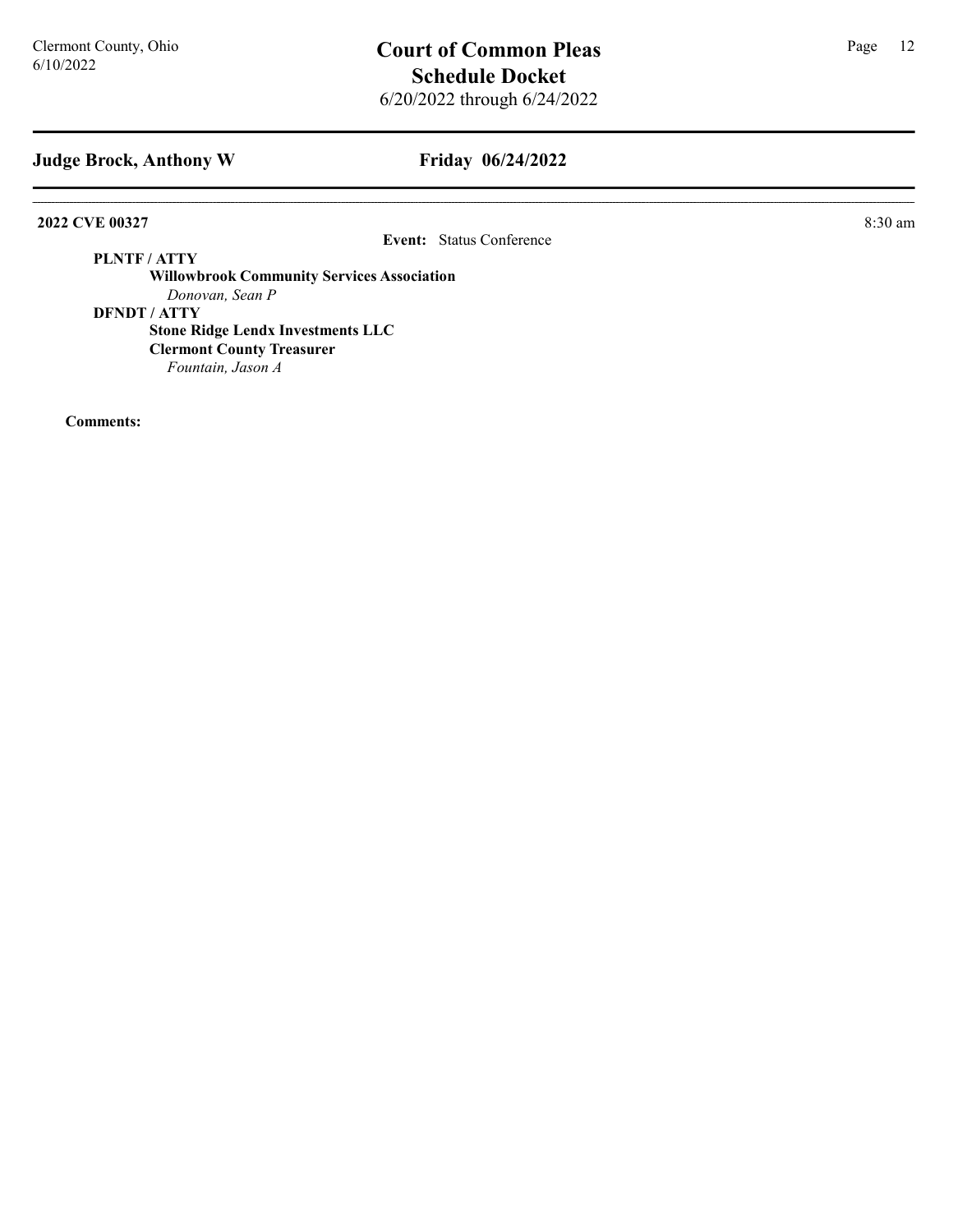## Judge Brock, Anthony W — Friday 06/24/2022

**2022 CVE 00327** — 8:30 am

**Event:** Status Conference

**PLNTF / ATTY**

**Willowbrook Community Services Association**
*Donovan, Sean P*

**DFNDT / ATTY**

**Stone Ridge Lendx Investments LLC**
**Clermont County Treasurer**
*Fountain, Jason A*

**Comments:**